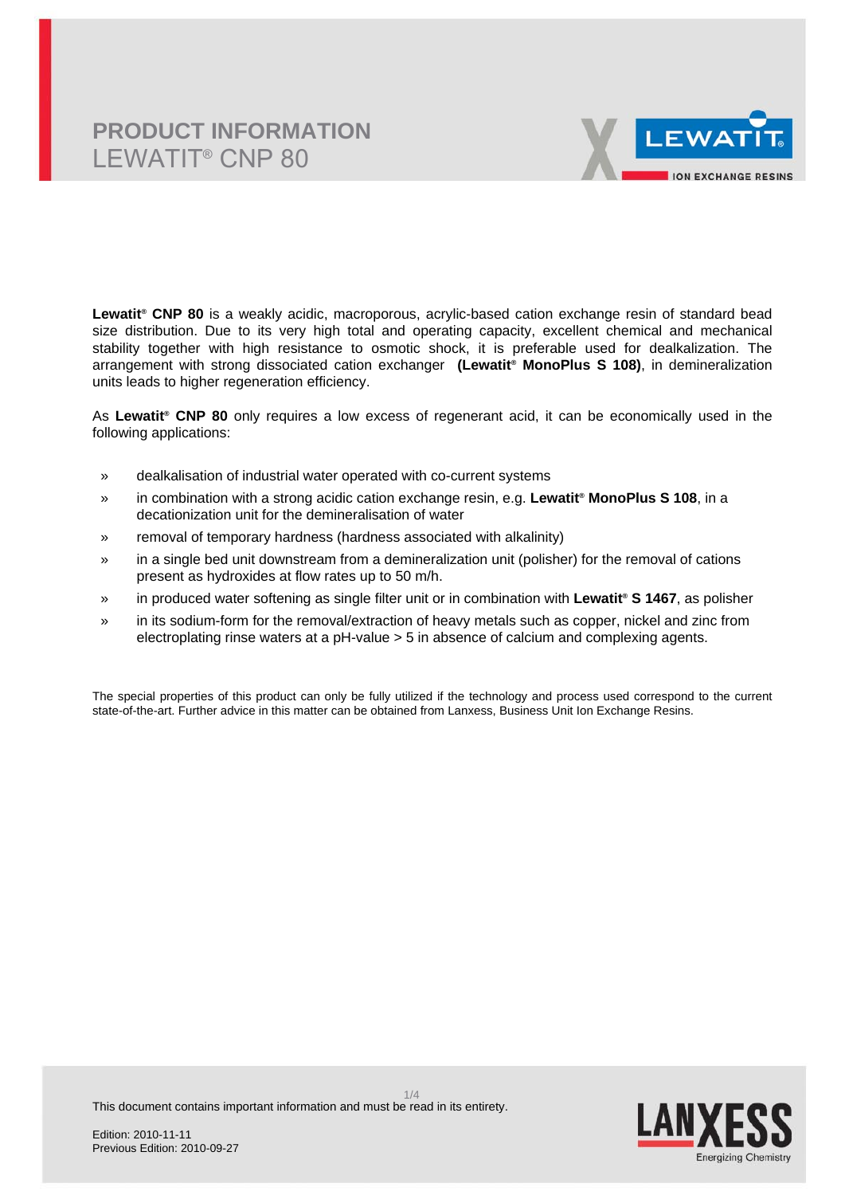# PRODUCT INFORMATION
## LEWATIT® CNP 80

**Lewatit® CNP 80** is a weakly acidic, macroporous, acrylic-based cation exchange resin of standard bead size distribution. Due to its very high total and operating capacity, excellent chemical and mechanical stability together with high resistance to osmotic shock, it is preferable used for dealkalization. The arrangement with strong dissociated cation exchanger **(Lewatit® MonoPlus S 108)**, in demineralization units leads to higher regeneration efficiency.

As **Lewatit® CNP 80** only requires a low excess of regenerant acid, it can be economically used in the following applications:

- dealkalisation of industrial water operated with co-current systems
- in combination with a strong acidic cation exchange resin, e.g. **Lewatit® MonoPlus S 108**, in a decationization unit for the demineralisation of water
- removal of temporary hardness (hardness associated with alkalinity)
- in a single bed unit downstream from a demineralization unit (polisher) for the removal of cations present as hydroxides at flow rates up to 50 m/h.
- in produced water softening as single filter unit or in combination with **Lewatit® S 1467**, as polisher
- in its sodium-form for the removal/extraction of heavy metals such as copper, nickel and zinc from electroplating rinse waters at a pH-value > 5 in absence of calcium and complexing agents.

The special properties of this product can only be fully utilized if the technology and process used correspond to the current state-of-the-art. Further advice in this matter can be obtained from Lanxess, Business Unit Ion Exchange Resins.

This document contains important information and must be read in its entirety.

Edition: 2010-11-11
Previous Edition: 2010-09-27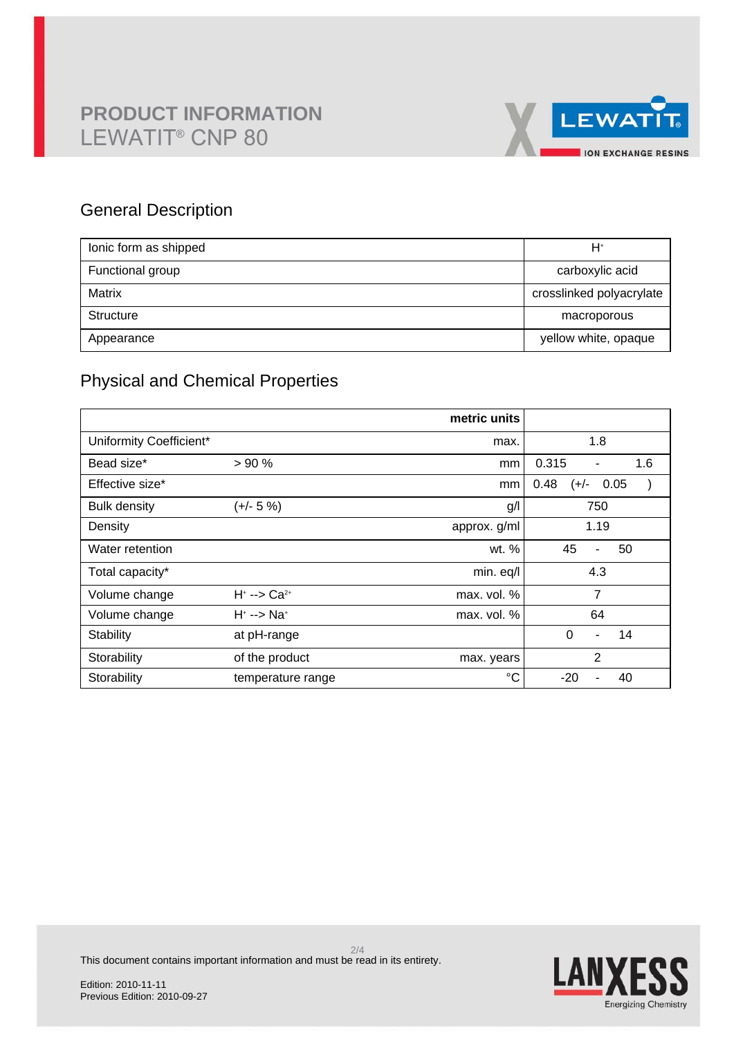# PRODUCT INFORMATION
## LEWATIT® CNP 80

## General Description

| | |
|---|---|
| Ionic form as shipped | $H^+$ |
| Functional group | carboxylic acid |
| Matrix | crosslinked polyacrylate |
| Structure | macroporous |
| Appearance | yellow white, opaque |

## Physical and Chemical Properties

| | | metric units | |
|---|---|---|---|
| Uniformity Coefficient* | | max. | 1.8 |
| Bead size* | > 90 % | mm | 0.315 - 1.6 |
| Effective size* | | mm | 0.48 (+/- 0.05) |
| Bulk density | (+/- 5 %) | g/l | 750 |
| Density | | approx. g/ml | 1.19 |
| Water retention | | wt. % | 45 - 50 |
| Total capacity* | | min. eq/l | 4.3 |
| Volume change | $H^+$ --> $Ca^{2+}$ | max. vol. % | 7 |
| Volume change | $H^+$ --> $Na^+$ | max. vol. % | 64 |
| Stability | at pH-range | | 0 - 14 |
| Storability | of the product | max. years | 2 |
| Storability | temperature range | °C | -20 - 40 |

This document contains important information and must be read in its entirety.

Edition: 2010-11-11
Previous Edition: 2010-09-27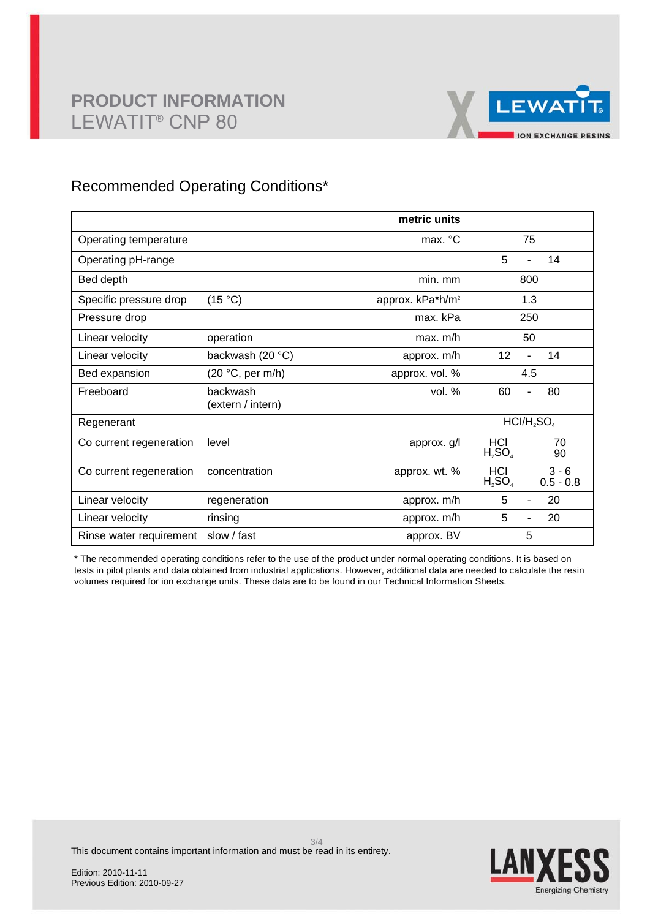# PRODUCT INFORMATION
## LEWATIT® CNP 80

## Recommended Operating Conditions*

| | | metric units | |
|---|---|---|---|
| Operating temperature | | max. °C | 75 |
| Operating pH-range | | | 5 - 14 |
| Bed depth | | min. mm | 800 |
| Specific pressure drop | (15 °C) | approx. kPa*h/m² | 1.3 |
| Pressure drop | | max. kPa | 250 |
| Linear velocity | operation | max. m/h | 50 |
| Linear velocity | backwash (20 °C) | approx. m/h | 12 - 14 |
| Bed expansion | (20 °C, per m/h) | approx. vol. % | 4.5 |
| Freeboard | backwash (extern / intern) | vol. % | 60 - 80 |
| Regenerant | | | $HCl/H_2SO_4$ |
| Co current regeneration | level | approx. g/l | HCl 70; $H_2SO_4$ 90 |
| Co current regeneration | concentration | approx. wt. % | HCl 3 - 6; $H_2SO_4$ 0.5 - 0.8 |
| Linear velocity | regeneration | approx. m/h | 5 - 20 |
| Linear velocity | rinsing | approx. m/h | 5 - 20 |
| Rinse water requirement | slow / fast | approx. BV | 5 |

* The recommended operating conditions refer to the use of the product under normal operating conditions. It is based on tests in pilot plants and data obtained from industrial applications. However, additional data are needed to calculate the resin volumes required for ion exchange units. These data are to be found in our Technical Information Sheets.

This document contains important information and must be read in its entirety.

Edition: 2010-11-11
Previous Edition: 2010-09-27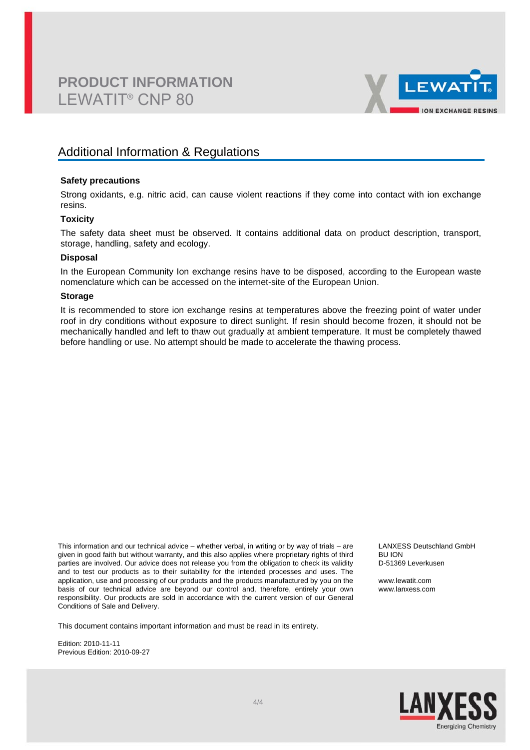# PRODUCT INFORMATION
# LEWATIT® CNP 80

## Additional Information & Regulations

**Safety precautions**

Strong oxidants, e.g. nitric acid, can cause violent reactions if they come into contact with ion exchange resins.

**Toxicity**

The safety data sheet must be observed. It contains additional data on product description, transport, storage, handling, safety and ecology.

**Disposal**

In the European Community Ion exchange resins have to be disposed, according to the European waste nomenclature which can be accessed on the internet-site of the European Union.

**Storage**

It is recommended to store ion exchange resins at temperatures above the freezing point of water under roof in dry conditions without exposure to direct sunlight. If resin should become frozen, it should not be mechanically handled and left to thaw out gradually at ambient temperature. It must be completely thawed before handling or use. No attempt should be made to accelerate the thawing process.

This information and our technical advice – whether verbal, in writing or by way of trials – are given in good faith but without warranty, and this also applies where proprietary rights of third parties are involved. Our advice does not release you from the obligation to check its validity and to test our products as to their suitability for the intended processes and uses. The application, use and processing of our products and the products manufactured by you on the basis of our technical advice are beyond our control and, therefore, entirely your own responsibility. Our products are sold in accordance with the current version of our General Conditions of Sale and Delivery.

LANXESS Deutschland GmbH
BU ION
D-51369 Leverkusen

www.lewatit.com
www.lanxess.com

This document contains important information and must be read in its entirety.

Edition: 2010-11-11
Previous Edition: 2010-09-27